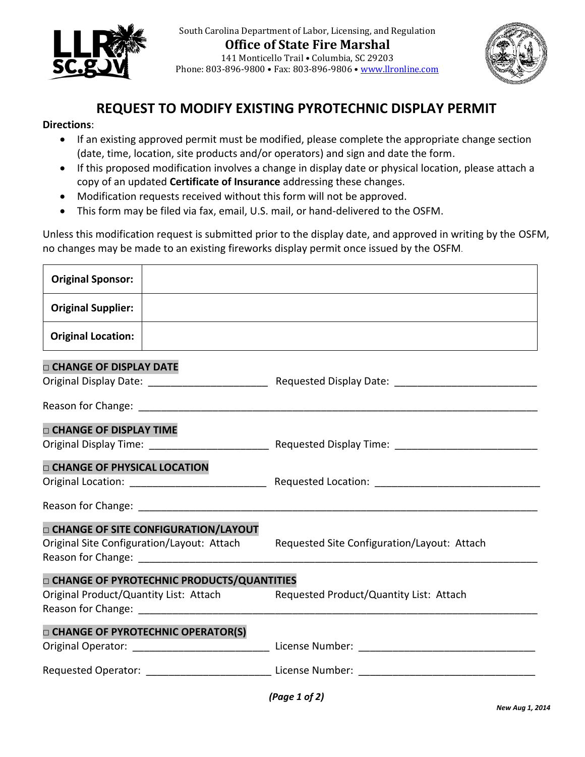South Carolina Department of Labor, Licensing, and Regulation

**Office of State Fire Marshal**

141 Monticello Trail • Columbia, SC 29203

Phone: 803-896-9800 • Fax: 803-896-9806 • www.llronline.com

# REQUEST TO MODIFY EXISTING PYROTECHNIC DISPLAY PERMIT

**Directions**:

- If an existing approved permit must be modified, please complete the appropriate change section (date, time, location, site products and/or operators) and sign and date the form.
- If this proposed modification involves a change in display date or physical location, please attach a copy of an updated **Certificate of Insurance** addressing these changes.
- Modification requests received without this form will not be approved.
- This form may be filed via fax, email, U.S. mail, or hand-delivered to the OSFM.

Unless this modification request is submitted prior to the display date, and approved in writing by the OSFM, no changes may be made to an existing fireworks display permit once issued by the OSFM.

| | |
|---|---|
| **Original Sponsor:** | |
| **Original Supplier:** | |
| **Original Location:** | |

**□ CHANGE OF DISPLAY DATE**

Original Display Date: ______________________ Requested Display Date: _________________________

Reason for Change: ______________________________________________________________________

**□ CHANGE OF DISPLAY TIME**

Original Display Time: ______________________ Requested Display Time: _________________________

**□ CHANGE OF PHYSICAL LOCATION**

Original Location: ________________________ Requested Location: ____________________________

Reason for Change: ______________________________________________________________________

**□ CHANGE OF SITE CONFIGURATION/LAYOUT**

Original Site Configuration/Layout: Attach Requested Site Configuration/Layout: Attach

Reason for Change: ______________________________________________________________________

**□ CHANGE OF PYROTECHNIC PRODUCTS/QUANTITIES**

Original Product/Quantity List: Attach Requested Product/Quantity List: Attach

Reason for Change: ______________________________________________________________________

**□ CHANGE OF PYROTECHNIC OPERATOR(S)**

Original Operator: ________________________ License Number: _______________________________

Requested Operator: ______________________ License Number: _______________________________

*New Aug 1, 2014*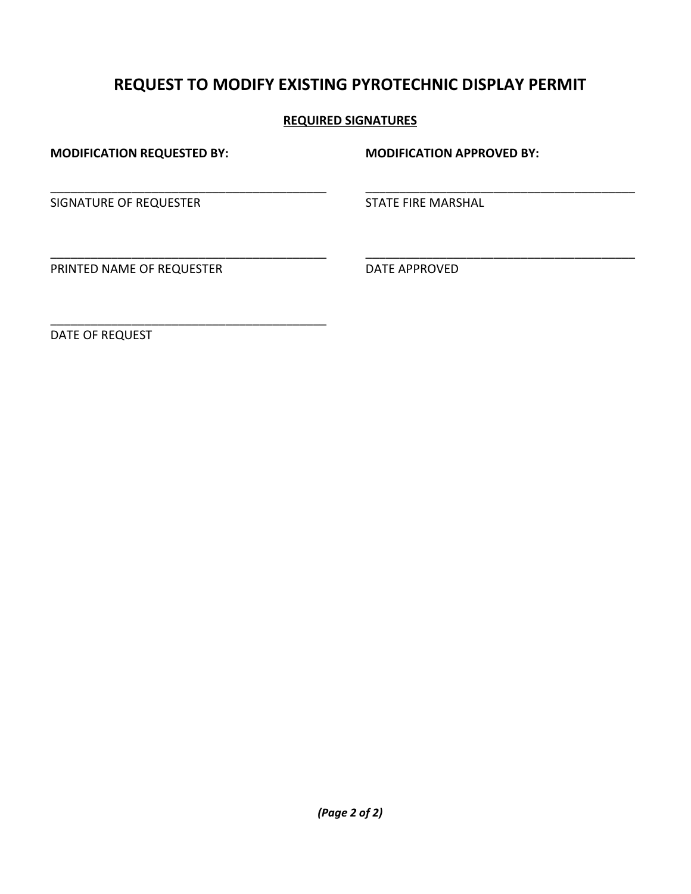# REQUEST TO MODIFY EXISTING PYROTECHNIC DISPLAY PERMIT

**REQUIRED SIGNATURES**

**MODIFICATION REQUESTED BY:**

\_\_\_\_\_\_\_\_\_\_\_\_\_\_\_\_\_\_\_\_\_\_\_\_\_\_\_\_\_\_\_\_\_\_\_\_\_\_\_\_\_\_
SIGNATURE OF REQUESTER

\_\_\_\_\_\_\_\_\_\_\_\_\_\_\_\_\_\_\_\_\_\_\_\_\_\_\_\_\_\_\_\_\_\_\_\_\_\_\_\_\_\_
PRINTED NAME OF REQUESTER

\_\_\_\_\_\_\_\_\_\_\_\_\_\_\_\_\_\_\_\_\_\_\_\_\_\_\_\_\_\_\_\_\_\_\_\_\_\_\_\_\_\_
DATE OF REQUEST

**MODIFICATION APPROVED BY:**

\_\_\_\_\_\_\_\_\_\_\_\_\_\_\_\_\_\_\_\_\_\_\_\_\_\_\_\_\_\_\_\_\_\_\_\_\_\_\_\_\_\_
STATE FIRE MARSHAL

\_\_\_\_\_\_\_\_\_\_\_\_\_\_\_\_\_\_\_\_\_\_\_\_\_\_\_\_\_\_\_\_\_\_\_\_\_\_\_\_\_\_
DATE APPROVED